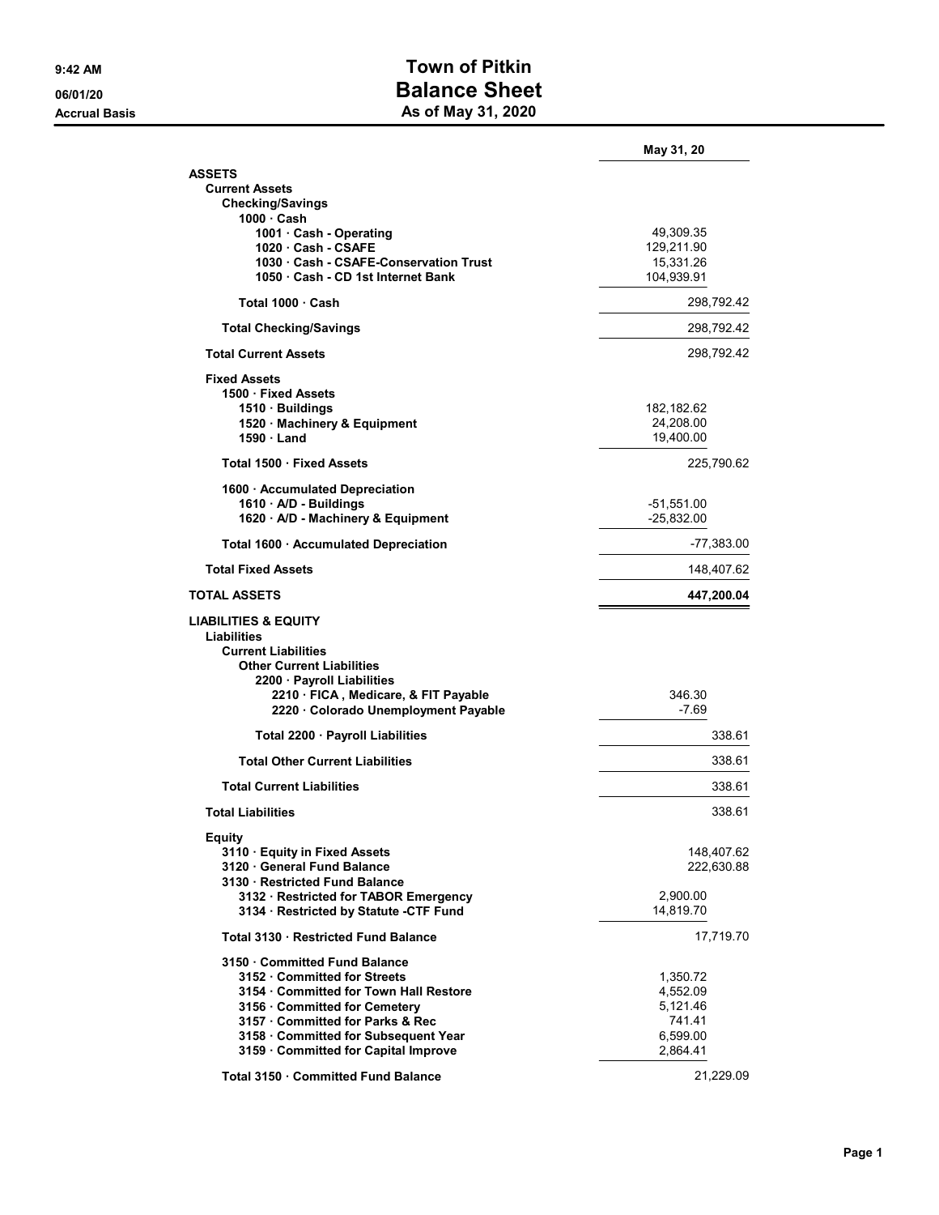# Town of Pitkin

## Balance Sheet

### As of May 31, 2020

9:42 AM
06/01/20
Accrual Basis

| | | May 31, 20 |
|---|---|---|
| **ASSETS** | | |
| **Current Assets** | | |
| **Checking/Savings** | | |
| **1000 · Cash** | | |
| **1001 · Cash - Operating** | 49,309.35 | |
| **1020 · Cash - CSAFE** | 129,211.90 | |
| **1030 · Cash - CSAFE-Conservation Trust** | 15,331.26 | |
| **1050 · Cash - CD 1st Internet Bank** | 104,939.91 | |
| **Total 1000 · Cash** | | 298,792.42 |
| **Total Checking/Savings** | | 298,792.42 |
| **Total Current Assets** | | 298,792.42 |
| **Fixed Assets** | | |
| **1500 · Fixed Assets** | | |
| **1510 · Buildings** | 182,182.62 | |
| **1520 · Machinery & Equipment** | 24,208.00 | |
| **1590 · Land** | 19,400.00 | |
| **Total 1500 · Fixed Assets** | | 225,790.62 |
| **1600 · Accumulated Depreciation** | | |
| **1610 · A/D - Buildings** | -51,551.00 | |
| **1620 · A/D - Machinery & Equipment** | -25,832.00 | |
| **Total 1600 · Accumulated Depreciation** | | -77,383.00 |
| **Total Fixed Assets** | | 148,407.62 |
| **TOTAL ASSETS** | | **447,200.04** |
| **LIABILITIES & EQUITY** | | |
| **Liabilities** | | |
| **Current Liabilities** | | |
| **Other Current Liabilities** | | |
| **2200 · Payroll Liabilities** | | |
| **2210 · FICA , Medicare, & FIT Payable** | 346.30 | |
| **2220 · Colorado Unemployment Payable** | -7.69 | |
| **Total 2200 · Payroll Liabilities** | | 338.61 |
| **Total Other Current Liabilities** | | 338.61 |
| **Total Current Liabilities** | | 338.61 |
| **Total Liabilities** | | 338.61 |
| **Equity** | | |
| **3110 · Equity in Fixed Assets** | | 148,407.62 |
| **3120 · General Fund Balance** | | 222,630.88 |
| **3130 · Restricted Fund Balance** | | |
| **3132 · Restricted for TABOR Emergency** | 2,900.00 | |
| **3134 · Restricted by Statute -CTF Fund** | 14,819.70 | |
| **Total 3130 · Restricted Fund Balance** | | 17,719.70 |
| **3150 · Committed Fund Balance** | | |
| **3152 · Committed for Streets** | 1,350.72 | |
| **3154 · Committed for Town Hall Restore** | 4,552.09 | |
| **3156 · Committed for Cemetery** | 5,121.46 | |
| **3157 · Committed for Parks & Rec** | 741.41 | |
| **3158 · Committed for Subsequent Year** | 6,599.00 | |
| **3159 · Committed for Capital Improve** | 2,864.41 | |
| **Total 3150 · Committed Fund Balance** | | 21,229.09 |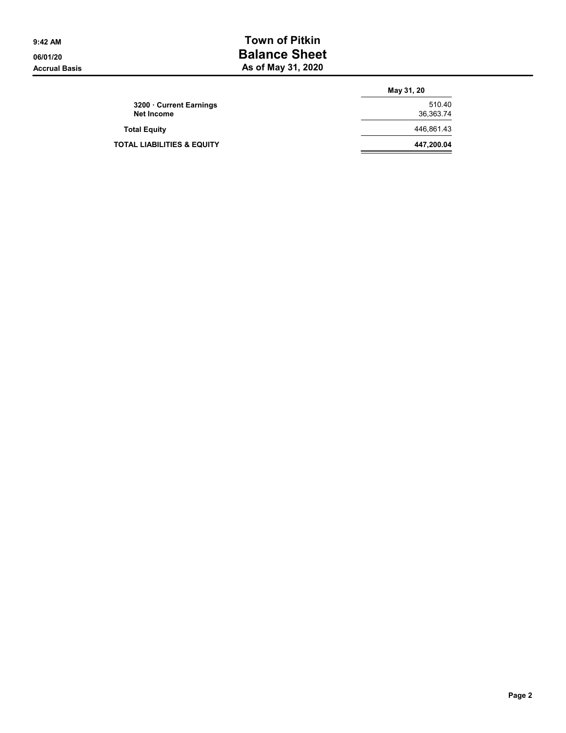# Town of Pitkin

## Balance Sheet

### As of May 31, 2020

9:42 AM

06/01/20

Accrual Basis

| | May 31, 20 |
|---|---|
| 3200 · Current Earnings | 510.40 |
| **Net Income** | 36,363.74 |
| **Total Equity** | 446,861.43 |
| **TOTAL LIABILITIES & EQUITY** | **447,200.04** |